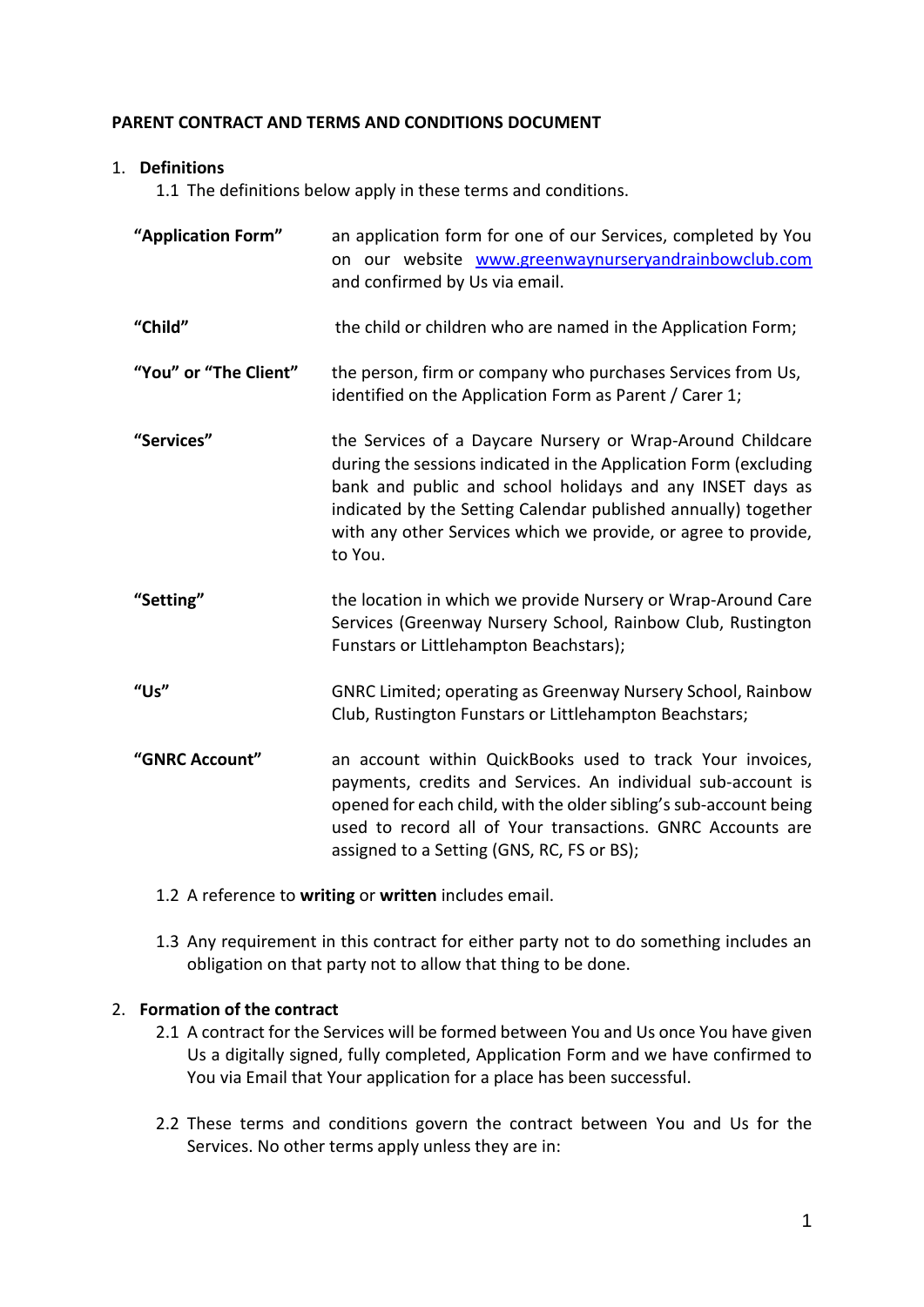**PARENT CONTRACT AND TERMS AND CONDITIONS DOCUMENT**

1. **Definitions**

   1.1 The definitions below apply in these terms and conditions.

| | |
|---|---|
| **"Application Form"** | an application form for one of our Services, completed by You on our website www.greenwaynurseryandrainbowclub.com and confirmed by Us via email. |
| **"Child"** | the child or children who are named in the Application Form; |
| **"You" or "The Client"** | the person, firm or company who purchases Services from Us, identified on the Application Form as Parent / Carer 1; |
| **"Services"** | the Services of a Daycare Nursery or Wrap-Around Childcare during the sessions indicated in the Application Form (excluding bank and public and school holidays and any INSET days as indicated by the Setting Calendar published annually) together with any other Services which we provide, or agree to provide, to You. |
| **"Setting"** | the location in which we provide Nursery or Wrap-Around Care Services (Greenway Nursery School, Rainbow Club, Rustington Funstars or Littlehampton Beachstars); |
| **"Us"** | GNRC Limited; operating as Greenway Nursery School, Rainbow Club, Rustington Funstars or Littlehampton Beachstars; |
| **"GNRC Account"** | an account within QuickBooks used to track Your invoices, payments, credits and Services. An individual sub-account is opened for each child, with the older sibling's sub-account being used to record all of Your transactions. GNRC Accounts are assigned to a Setting (GNS, RC, FS or BS); |

   1.2 A reference to **writing** or **written** includes email.

   1.3 Any requirement in this contract for either party not to do something includes an obligation on that party not to allow that thing to be done.

2. **Formation of the contract**

   2.1 A contract for the Services will be formed between You and Us once You have given Us a digitally signed, fully completed, Application Form and we have confirmed to You via Email that Your application for a place has been successful.

   2.2 These terms and conditions govern the contract between You and Us for the Services. No other terms apply unless they are in: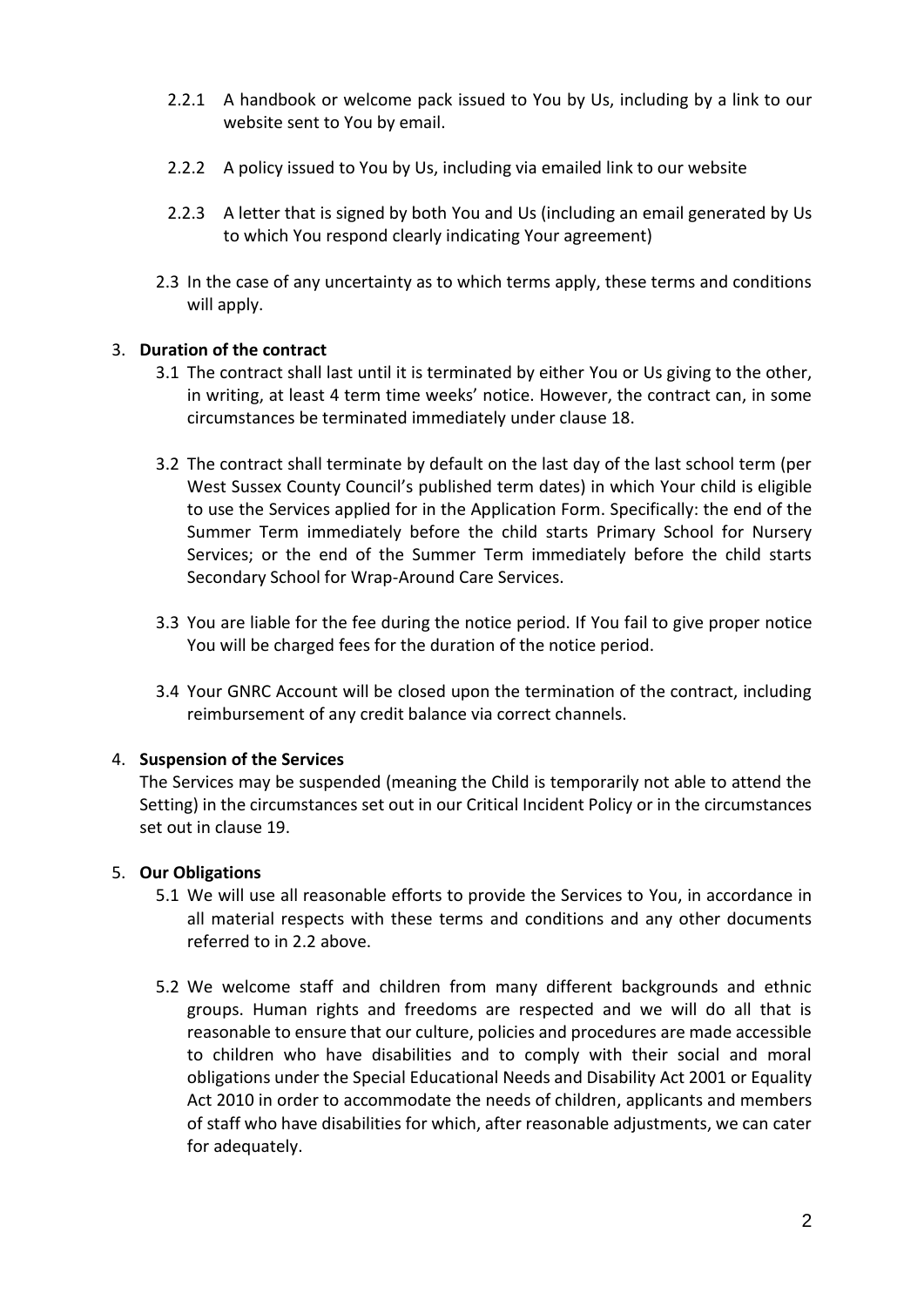2.2.1 A handbook or welcome pack issued to You by Us, including by a link to our website sent to You by email.

2.2.2 A policy issued to You by Us, including via emailed link to our website

2.2.3 A letter that is signed by both You and Us (including an email generated by Us to which You respond clearly indicating Your agreement)

2.3 In the case of any uncertainty as to which terms apply, these terms and conditions will apply.

3. **Duration of the contract**

3.1 The contract shall last until it is terminated by either You or Us giving to the other, in writing, at least 4 term time weeks' notice. However, the contract can, in some circumstances be terminated immediately under clause 18.

3.2 The contract shall terminate by default on the last day of the last school term (per West Sussex County Council's published term dates) in which Your child is eligible to use the Services applied for in the Application Form. Specifically: the end of the Summer Term immediately before the child starts Primary School for Nursery Services; or the end of the Summer Term immediately before the child starts Secondary School for Wrap-Around Care Services.

3.3 You are liable for the fee during the notice period. If You fail to give proper notice You will be charged fees for the duration of the notice period.

3.4 Your GNRC Account will be closed upon the termination of the contract, including reimbursement of any credit balance via correct channels.

4. **Suspension of the Services**

The Services may be suspended (meaning the Child is temporarily not able to attend the Setting) in the circumstances set out in our Critical Incident Policy or in the circumstances set out in clause 19.

5. **Our Obligations**

5.1 We will use all reasonable efforts to provide the Services to You, in accordance in all material respects with these terms and conditions and any other documents referred to in 2.2 above.

5.2 We welcome staff and children from many different backgrounds and ethnic groups. Human rights and freedoms are respected and we will do all that is reasonable to ensure that our culture, policies and procedures are made accessible to children who have disabilities and to comply with their social and moral obligations under the Special Educational Needs and Disability Act 2001 or Equality Act 2010 in order to accommodate the needs of children, applicants and members of staff who have disabilities for which, after reasonable adjustments, we can cater for adequately.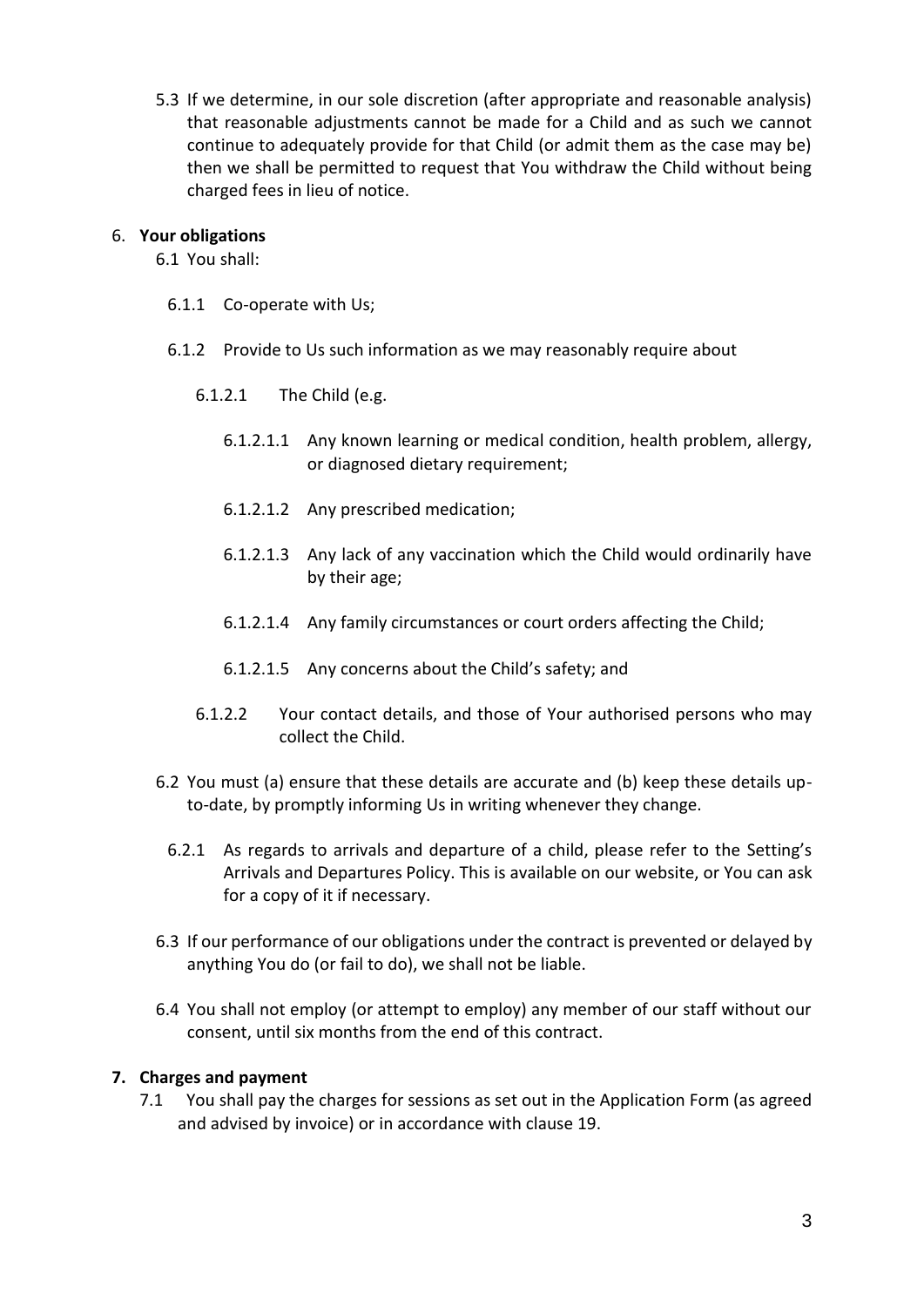5.3 If we determine, in our sole discretion (after appropriate and reasonable analysis) that reasonable adjustments cannot be made for a Child and as such we cannot continue to adequately provide for that Child (or admit them as the case may be) then we shall be permitted to request that You withdraw the Child without being charged fees in lieu of notice.

6. **Your obligations**

6.1 You shall:

6.1.1 Co-operate with Us;

6.1.2 Provide to Us such information as we may reasonably require about

6.1.2.1 The Child (e.g.

6.1.2.1.1 Any known learning or medical condition, health problem, allergy, or diagnosed dietary requirement;

6.1.2.1.2 Any prescribed medication;

6.1.2.1.3 Any lack of any vaccination which the Child would ordinarily have by their age;

6.1.2.1.4 Any family circumstances or court orders affecting the Child;

6.1.2.1.5 Any concerns about the Child's safety; and

6.1.2.2 Your contact details, and those of Your authorised persons who may collect the Child.

6.2 You must (a) ensure that these details are accurate and (b) keep these details up-to-date, by promptly informing Us in writing whenever they change.

6.2.1 As regards to arrivals and departure of a child, please refer to the Setting's Arrivals and Departures Policy. This is available on our website, or You can ask for a copy of it if necessary.

6.3 If our performance of our obligations under the contract is prevented or delayed by anything You do (or fail to do), we shall not be liable.

6.4 You shall not employ (or attempt to employ) any member of our staff without our consent, until six months from the end of this contract.

**7. Charges and payment**

7.1 You shall pay the charges for sessions as set out in the Application Form (as agreed and advised by invoice) or in accordance with clause 19.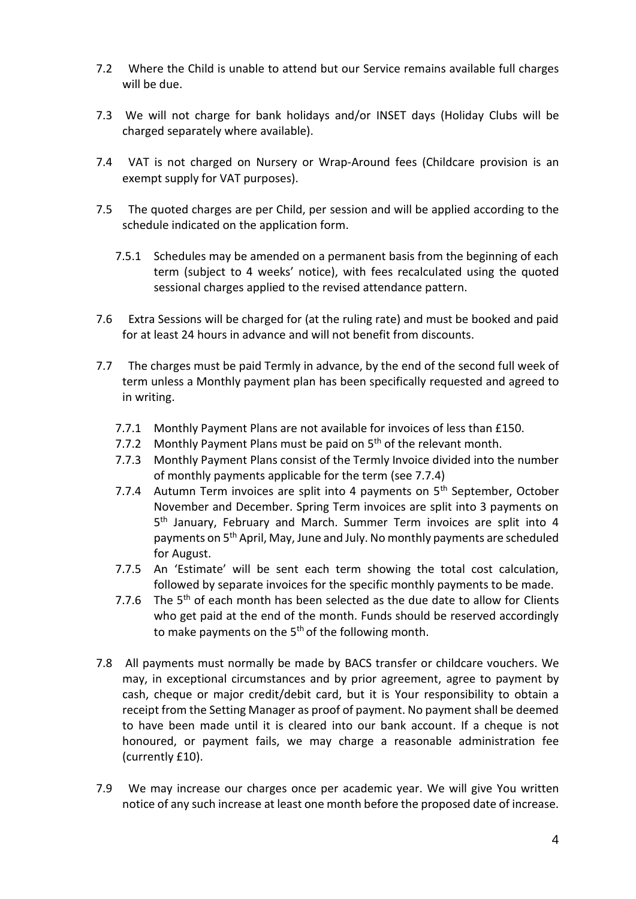7.2 Where the Child is unable to attend but our Service remains available full charges will be due.

7.3 We will not charge for bank holidays and/or INSET days (Holiday Clubs will be charged separately where available).

7.4 VAT is not charged on Nursery or Wrap-Around fees (Childcare provision is an exempt supply for VAT purposes).

7.5 The quoted charges are per Child, per session and will be applied according to the schedule indicated on the application form.

- 7.5.1 Schedules may be amended on a permanent basis from the beginning of each term (subject to 4 weeks' notice), with fees recalculated using the quoted sessional charges applied to the revised attendance pattern.

7.6 Extra Sessions will be charged for (at the ruling rate) and must be booked and paid for at least 24 hours in advance and will not benefit from discounts.

7.7 The charges must be paid Termly in advance, by the end of the second full week of term unless a Monthly payment plan has been specifically requested and agreed to in writing.

- 7.7.1 Monthly Payment Plans are not available for invoices of less than £150.
- 7.7.2 Monthly Payment Plans must be paid on 5th of the relevant month.
- 7.7.3 Monthly Payment Plans consist of the Termly Invoice divided into the number of monthly payments applicable for the term (see 7.7.4)
- 7.7.4 Autumn Term invoices are split into 4 payments on 5th September, October November and December. Spring Term invoices are split into 3 payments on 5th January, February and March. Summer Term invoices are split into 4 payments on 5th April, May, June and July. No monthly payments are scheduled for August.
- 7.7.5 An 'Estimate' will be sent each term showing the total cost calculation, followed by separate invoices for the specific monthly payments to be made.
- 7.7.6 The 5th of each month has been selected as the due date to allow for Clients who get paid at the end of the month. Funds should be reserved accordingly to make payments on the 5th of the following month.

7.8 All payments must normally be made by BACS transfer or childcare vouchers. We may, in exceptional circumstances and by prior agreement, agree to payment by cash, cheque or major credit/debit card, but it is Your responsibility to obtain a receipt from the Setting Manager as proof of payment. No payment shall be deemed to have been made until it is cleared into our bank account. If a cheque is not honoured, or payment fails, we may charge a reasonable administration fee (currently £10).

7.9 We may increase our charges once per academic year. We will give You written notice of any such increase at least one month before the proposed date of increase.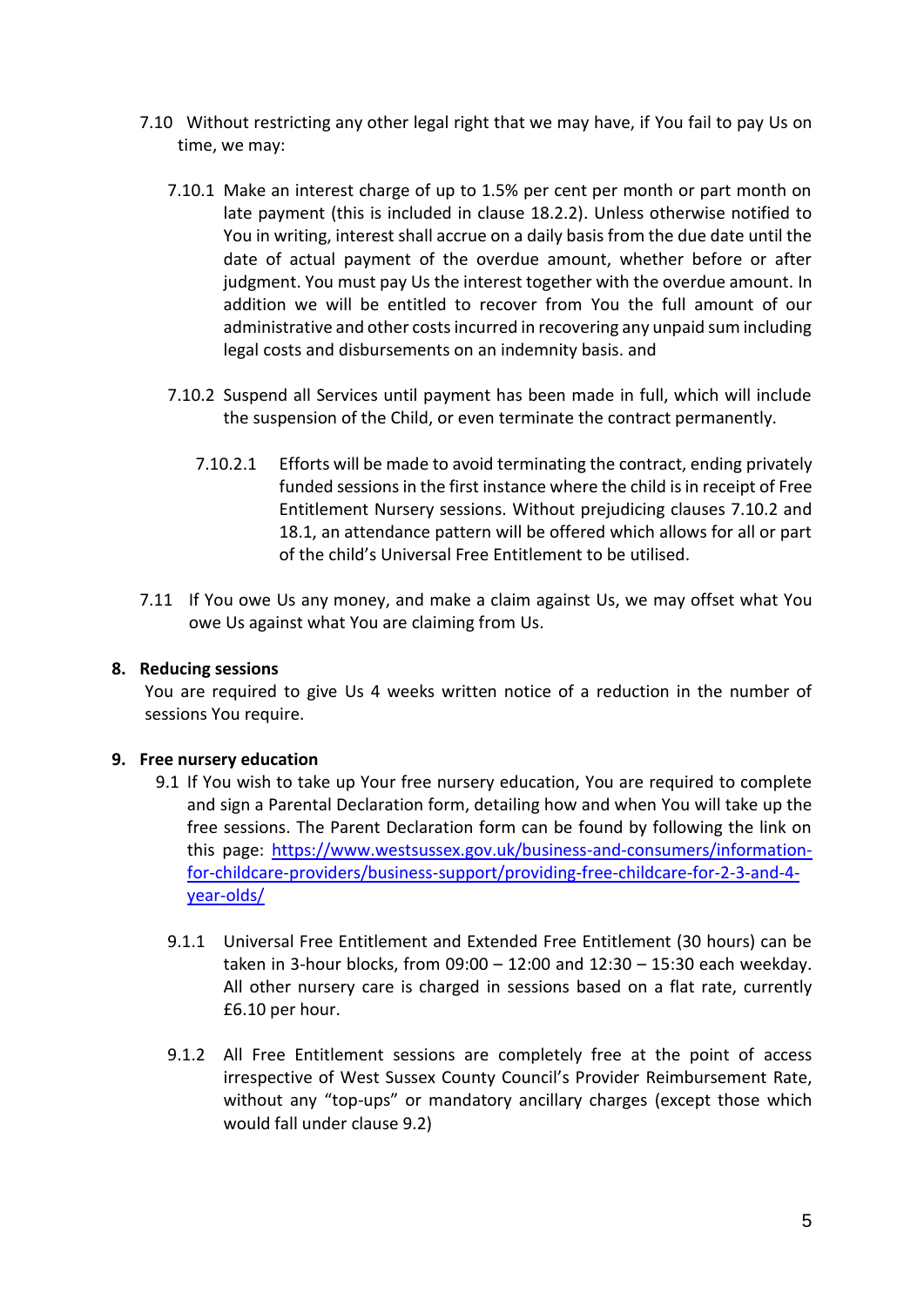7.10 Without restricting any other legal right that we may have, if You fail to pay Us on time, we may:

7.10.1 Make an interest charge of up to 1.5% per cent per month or part month on late payment (this is included in clause 18.2.2). Unless otherwise notified to You in writing, interest shall accrue on a daily basis from the due date until the date of actual payment of the overdue amount, whether before or after judgment. You must pay Us the interest together with the overdue amount. In addition we will be entitled to recover from You the full amount of our administrative and other costs incurred in recovering any unpaid sum including legal costs and disbursements on an indemnity basis. and

7.10.2 Suspend all Services until payment has been made in full, which will include the suspension of the Child, or even terminate the contract permanently.

7.10.2.1 Efforts will be made to avoid terminating the contract, ending privately funded sessions in the first instance where the child is in receipt of Free Entitlement Nursery sessions. Without prejudicing clauses 7.10.2 and 18.1, an attendance pattern will be offered which allows for all or part of the child's Universal Free Entitlement to be utilised.

7.11 If You owe Us any money, and make a claim against Us, we may offset what You owe Us against what You are claiming from Us.

## 8. Reducing sessions

You are required to give Us 4 weeks written notice of a reduction in the number of sessions You require.

## 9. Free nursery education

9.1 If You wish to take up Your free nursery education, You are required to complete and sign a Parental Declaration form, detailing how and when You will take up the free sessions. The Parent Declaration form can be found by following the link on this page: [https://www.westsussex.gov.uk/business-and-consumers/information-for-childcare-providers/business-support/providing-free-childcare-for-2-3-and-4-year-olds/](https://www.westsussex.gov.uk/business-and-consumers/information-for-childcare-providers/business-support/providing-free-childcare-for-2-3-and-4-year-olds/)

9.1.1 Universal Free Entitlement and Extended Free Entitlement (30 hours) can be taken in 3-hour blocks, from 09:00 – 12:00 and 12:30 – 15:30 each weekday. All other nursery care is charged in sessions based on a flat rate, currently £6.10 per hour.

9.1.2 All Free Entitlement sessions are completely free at the point of access irrespective of West Sussex County Council's Provider Reimbursement Rate, without any "top-ups" or mandatory ancillary charges (except those which would fall under clause 9.2)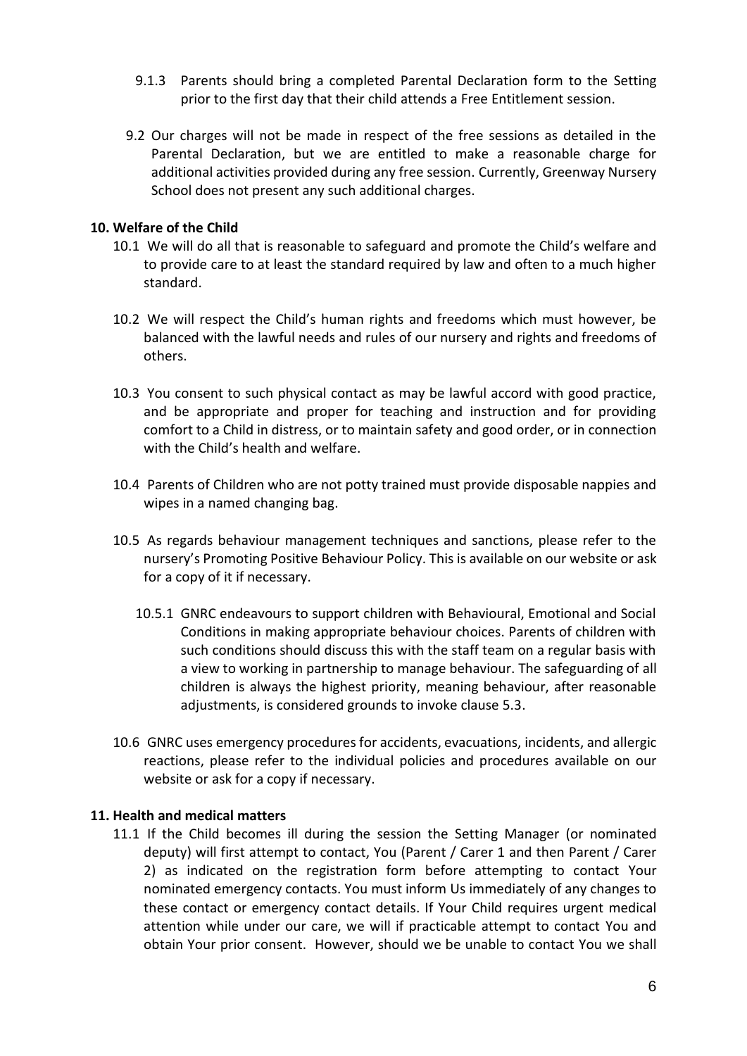9.1.3 Parents should bring a completed Parental Declaration form to the Setting prior to the first day that their child attends a Free Entitlement session.

9.2 Our charges will not be made in respect of the free sessions as detailed in the Parental Declaration, but we are entitled to make a reasonable charge for additional activities provided during any free session. Currently, Greenway Nursery School does not present any such additional charges.

**10. Welfare of the Child**

10.1 We will do all that is reasonable to safeguard and promote the Child's welfare and to provide care to at least the standard required by law and often to a much higher standard.

10.2 We will respect the Child's human rights and freedoms which must however, be balanced with the lawful needs and rules of our nursery and rights and freedoms of others.

10.3 You consent to such physical contact as may be lawful accord with good practice, and be appropriate and proper for teaching and instruction and for providing comfort to a Child in distress, or to maintain safety and good order, or in connection with the Child's health and welfare.

10.4 Parents of Children who are not potty trained must provide disposable nappies and wipes in a named changing bag.

10.5 As regards behaviour management techniques and sanctions, please refer to the nursery's Promoting Positive Behaviour Policy. This is available on our website or ask for a copy of it if necessary.

10.5.1 GNRC endeavours to support children with Behavioural, Emotional and Social Conditions in making appropriate behaviour choices. Parents of children with such conditions should discuss this with the staff team on a regular basis with a view to working in partnership to manage behaviour. The safeguarding of all children is always the highest priority, meaning behaviour, after reasonable adjustments, is considered grounds to invoke clause 5.3.

10.6 GNRC uses emergency procedures for accidents, evacuations, incidents, and allergic reactions, please refer to the individual policies and procedures available on our website or ask for a copy if necessary.

**11. Health and medical matters**

11.1 If the Child becomes ill during the session the Setting Manager (or nominated deputy) will first attempt to contact, You (Parent / Carer 1 and then Parent / Carer 2) as indicated on the registration form before attempting to contact Your nominated emergency contacts. You must inform Us immediately of any changes to these contact or emergency contact details. If Your Child requires urgent medical attention while under our care, we will if practicable attempt to contact You and obtain Your prior consent. However, should we be unable to contact You we shall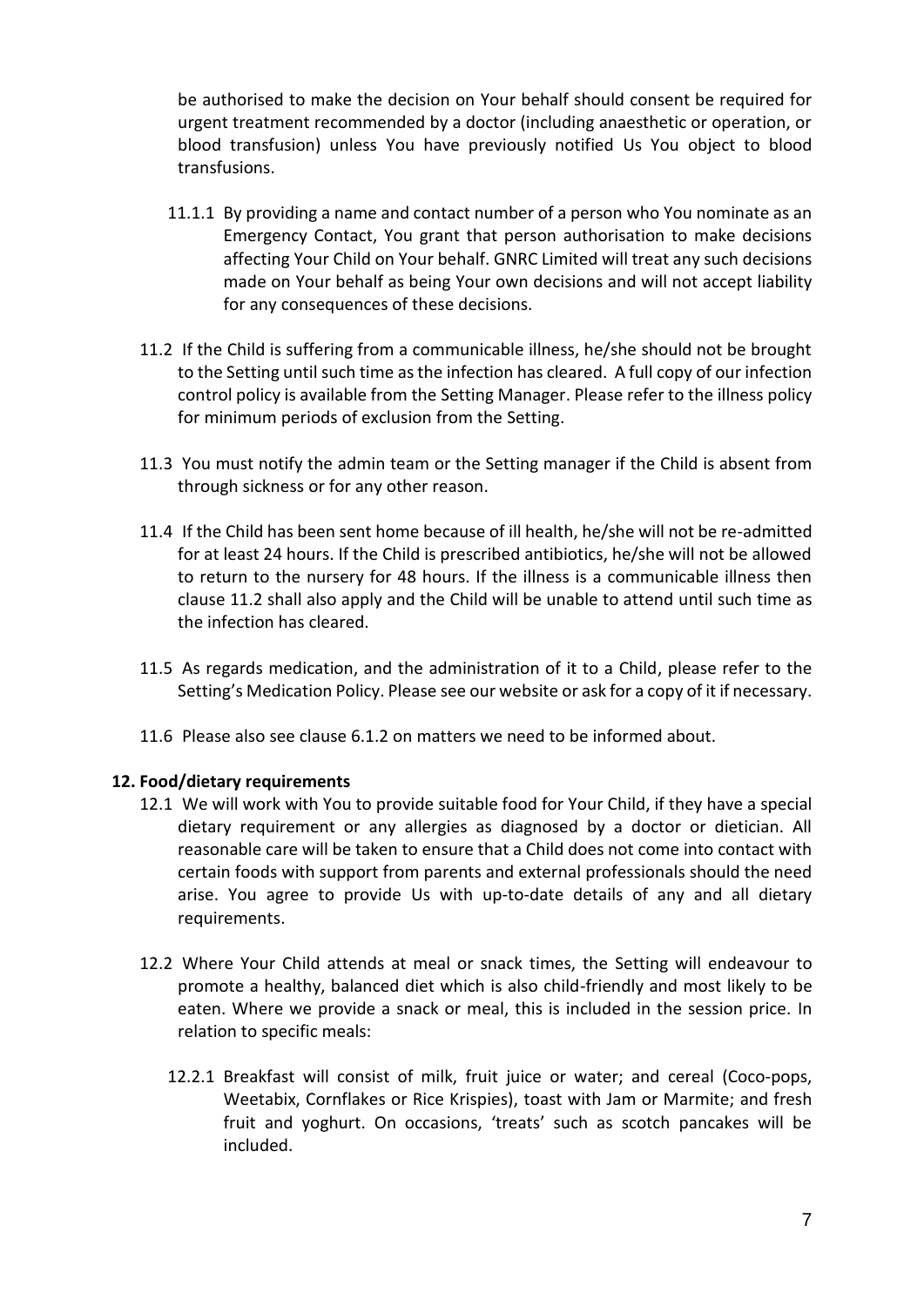be authorised to make the decision on Your behalf should consent be required for urgent treatment recommended by a doctor (including anaesthetic or operation, or blood transfusion) unless You have previously notified Us You object to blood transfusions.

11.1.1 By providing a name and contact number of a person who You nominate as an Emergency Contact, You grant that person authorisation to make decisions affecting Your Child on Your behalf. GNRC Limited will treat any such decisions made on Your behalf as being Your own decisions and will not accept liability for any consequences of these decisions.

11.2 If the Child is suffering from a communicable illness, he/she should not be brought to the Setting until such time as the infection has cleared. A full copy of our infection control policy is available from the Setting Manager. Please refer to the illness policy for minimum periods of exclusion from the Setting.

11.3 You must notify the admin team or the Setting manager if the Child is absent from through sickness or for any other reason.

11.4 If the Child has been sent home because of ill health, he/she will not be re-admitted for at least 24 hours. If the Child is prescribed antibiotics, he/she will not be allowed to return to the nursery for 48 hours. If the illness is a communicable illness then clause 11.2 shall also apply and the Child will be unable to attend until such time as the infection has cleared.

11.5 As regards medication, and the administration of it to a Child, please refer to the Setting's Medication Policy. Please see our website or ask for a copy of it if necessary.

11.6 Please also see clause 6.1.2 on matters we need to be informed about.

**12. Food/dietary requirements**

12.1 We will work with You to provide suitable food for Your Child, if they have a special dietary requirement or any allergies as diagnosed by a doctor or dietician. All reasonable care will be taken to ensure that a Child does not come into contact with certain foods with support from parents and external professionals should the need arise. You agree to provide Us with up-to-date details of any and all dietary requirements.

12.2 Where Your Child attends at meal or snack times, the Setting will endeavour to promote a healthy, balanced diet which is also child-friendly and most likely to be eaten. Where we provide a snack or meal, this is included in the session price. In relation to specific meals:

12.2.1 Breakfast will consist of milk, fruit juice or water; and cereal (Coco-pops, Weetabix, Cornflakes or Rice Krispies), toast with Jam or Marmite; and fresh fruit and yoghurt. On occasions, 'treats' such as scotch pancakes will be included.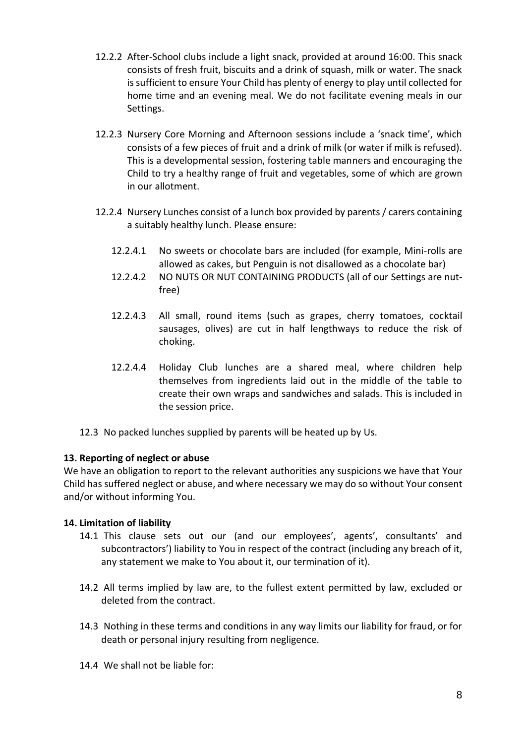12.2.2 After-School clubs include a light snack, provided at around 16:00. This snack consists of fresh fruit, biscuits and a drink of squash, milk or water. The snack is sufficient to ensure Your Child has plenty of energy to play until collected for home time and an evening meal. We do not facilitate evening meals in our Settings.

12.2.3 Nursery Core Morning and Afternoon sessions include a 'snack time', which consists of a few pieces of fruit and a drink of milk (or water if milk is refused). This is a developmental session, fostering table manners and encouraging the Child to try a healthy range of fruit and vegetables, some of which are grown in our allotment.

12.2.4 Nursery Lunches consist of a lunch box provided by parents / carers containing a suitably healthy lunch. Please ensure:

12.2.4.1 No sweets or chocolate bars are included (for example, Mini-rolls are allowed as cakes, but Penguin is not disallowed as a chocolate bar)

12.2.4.2 NO NUTS OR NUT CONTAINING PRODUCTS (all of our Settings are nut-free)

12.2.4.3 All small, round items (such as grapes, cherry tomatoes, cocktail sausages, olives) are cut in half lengthways to reduce the risk of choking.

12.2.4.4 Holiday Club lunches are a shared meal, where children help themselves from ingredients laid out in the middle of the table to create their own wraps and sandwiches and salads. This is included in the session price.

12.3 No packed lunches supplied by parents will be heated up by Us.

**13. Reporting of neglect or abuse**

We have an obligation to report to the relevant authorities any suspicions we have that Your Child has suffered neglect or abuse, and where necessary we may do so without Your consent and/or without informing You.

**14. Limitation of liability**

14.1 This clause sets out our (and our employees', agents', consultants' and subcontractors') liability to You in respect of the contract (including any breach of it, any statement we make to You about it, our termination of it).

14.2 All terms implied by law are, to the fullest extent permitted by law, excluded or deleted from the contract.

14.3 Nothing in these terms and conditions in any way limits our liability for fraud, or for death or personal injury resulting from negligence.

14.4 We shall not be liable for: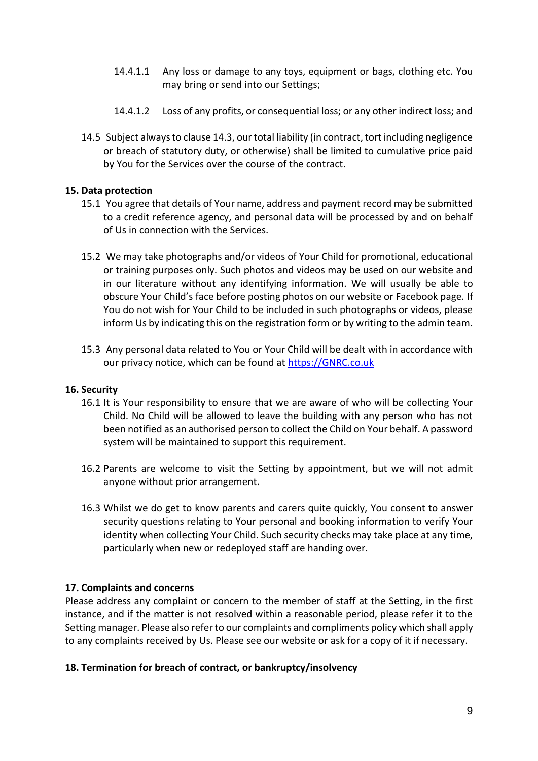14.4.1.1 Any loss or damage to any toys, equipment or bags, clothing etc. You may bring or send into our Settings;

14.4.1.2 Loss of any profits, or consequential loss; or any other indirect loss; and

14.5 Subject always to clause 14.3, our total liability (in contract, tort including negligence or breach of statutory duty, or otherwise) shall be limited to cumulative price paid by You for the Services over the course of the contract.

**15. Data protection**

15.1 You agree that details of Your name, address and payment record may be submitted to a credit reference agency, and personal data will be processed by and on behalf of Us in connection with the Services.

15.2 We may take photographs and/or videos of Your Child for promotional, educational or training purposes only. Such photos and videos may be used on our website and in our literature without any identifying information. We will usually be able to obscure Your Child's face before posting photos on our website or Facebook page. If You do not wish for Your Child to be included in such photographs or videos, please inform Us by indicating this on the registration form or by writing to the admin team.

15.3 Any personal data related to You or Your Child will be dealt with in accordance with our privacy notice, which can be found at [https://GNRC.co.uk](https://GNRC.co.uk)

**16. Security**

16.1 It is Your responsibility to ensure that we are aware of who will be collecting Your Child. No Child will be allowed to leave the building with any person who has not been notified as an authorised person to collect the Child on Your behalf. A password system will be maintained to support this requirement.

16.2 Parents are welcome to visit the Setting by appointment, but we will not admit anyone without prior arrangement.

16.3 Whilst we do get to know parents and carers quite quickly, You consent to answer security questions relating to Your personal and booking information to verify Your identity when collecting Your Child. Such security checks may take place at any time, particularly when new or redeployed staff are handing over.

**17. Complaints and concerns**

Please address any complaint or concern to the member of staff at the Setting, in the first instance, and if the matter is not resolved within a reasonable period, please refer it to the Setting manager. Please also refer to our complaints and compliments policy which shall apply to any complaints received by Us. Please see our website or ask for a copy of it if necessary.

**18. Termination for breach of contract, or bankruptcy/insolvency**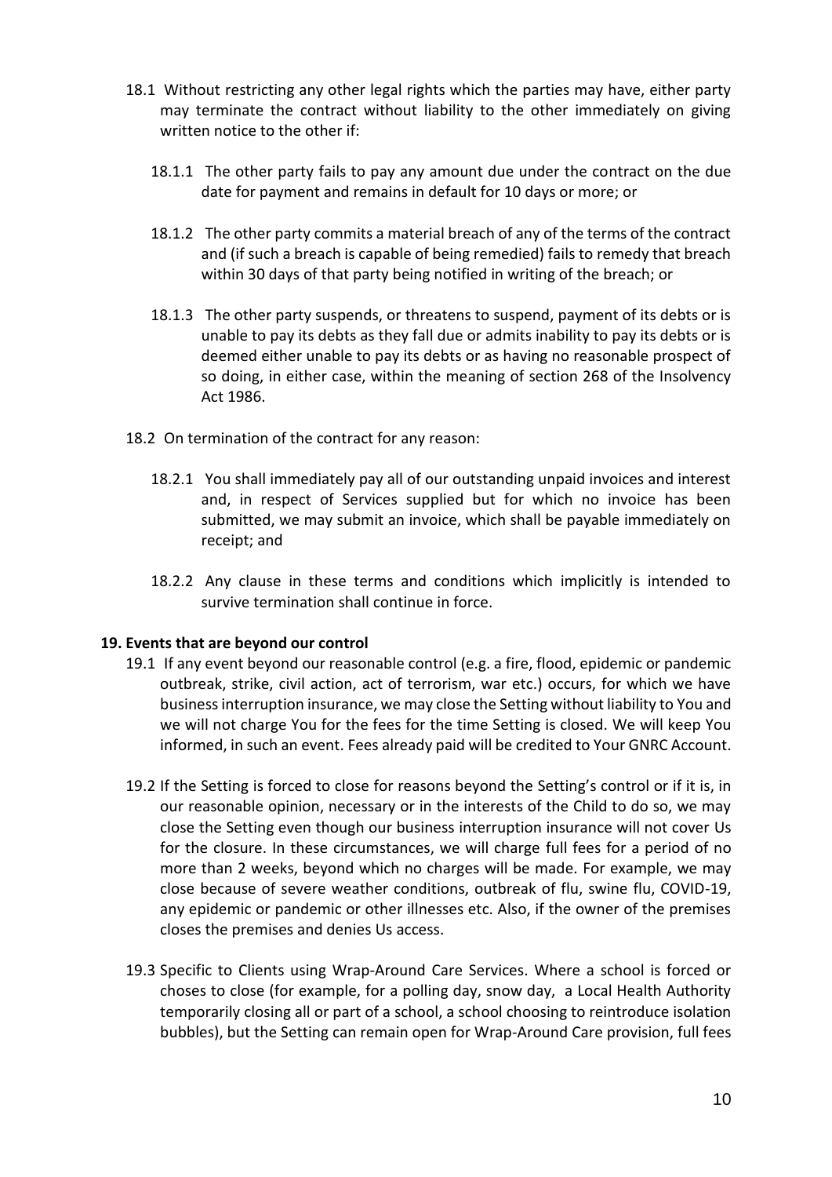18.1 Without restricting any other legal rights which the parties may have, either party may terminate the contract without liability to the other immediately on giving written notice to the other if:

18.1.1 The other party fails to pay any amount due under the contract on the due date for payment and remains in default for 10 days or more; or

18.1.2 The other party commits a material breach of any of the terms of the contract and (if such a breach is capable of being remedied) fails to remedy that breach within 30 days of that party being notified in writing of the breach; or

18.1.3 The other party suspends, or threatens to suspend, payment of its debts or is unable to pay its debts as they fall due or admits inability to pay its debts or is deemed either unable to pay its debts or as having no reasonable prospect of so doing, in either case, within the meaning of section 268 of the Insolvency Act 1986.

18.2 On termination of the contract for any reason:

18.2.1 You shall immediately pay all of our outstanding unpaid invoices and interest and, in respect of Services supplied but for which no invoice has been submitted, we may submit an invoice, which shall be payable immediately on receipt; and

18.2.2 Any clause in these terms and conditions which implicitly is intended to survive termination shall continue in force.

**19. Events that are beyond our control**

19.1 If any event beyond our reasonable control (e.g. a fire, flood, epidemic or pandemic outbreak, strike, civil action, act of terrorism, war etc.) occurs, for which we have business interruption insurance, we may close the Setting without liability to You and we will not charge You for the fees for the time Setting is closed. We will keep You informed, in such an event. Fees already paid will be credited to Your GNRC Account.

19.2 If the Setting is forced to close for reasons beyond the Setting's control or if it is, in our reasonable opinion, necessary or in the interests of the Child to do so, we may close the Setting even though our business interruption insurance will not cover Us for the closure. In these circumstances, we will charge full fees for a period of no more than 2 weeks, beyond which no charges will be made. For example, we may close because of severe weather conditions, outbreak of flu, swine flu, COVID-19, any epidemic or pandemic or other illnesses etc. Also, if the owner of the premises closes the premises and denies Us access.

19.3 Specific to Clients using Wrap-Around Care Services. Where a school is forced or choses to close (for example, for a polling day, snow day, a Local Health Authority temporarily closing all or part of a school, a school choosing to reintroduce isolation bubbles), but the Setting can remain open for Wrap-Around Care provision, full fees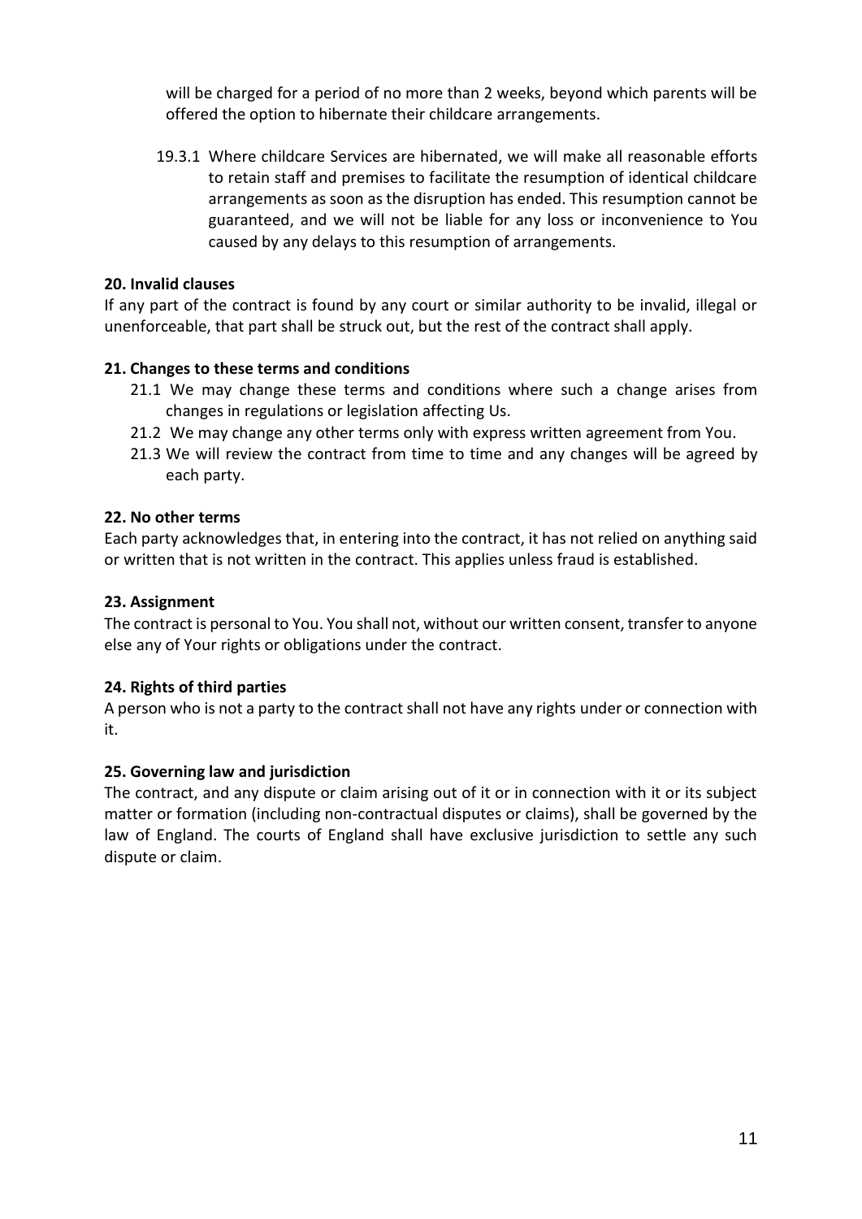will be charged for a period of no more than 2 weeks, beyond which parents will be offered the option to hibernate their childcare arrangements.

19.3.1 Where childcare Services are hibernated, we will make all reasonable efforts to retain staff and premises to facilitate the resumption of identical childcare arrangements as soon as the disruption has ended. This resumption cannot be guaranteed, and we will not be liable for any loss or inconvenience to You caused by any delays to this resumption of arrangements.

**20. Invalid clauses**

If any part of the contract is found by any court or similar authority to be invalid, illegal or unenforceable, that part shall be struck out, but the rest of the contract shall apply.

**21. Changes to these terms and conditions**

21.1 We may change these terms and conditions where such a change arises from changes in regulations or legislation affecting Us.

21.2 We may change any other terms only with express written agreement from You.

21.3 We will review the contract from time to time and any changes will be agreed by each party.

**22. No other terms**

Each party acknowledges that, in entering into the contract, it has not relied on anything said or written that is not written in the contract. This applies unless fraud is established.

**23. Assignment**

The contract is personal to You. You shall not, without our written consent, transfer to anyone else any of Your rights or obligations under the contract.

**24. Rights of third parties**

A person who is not a party to the contract shall not have any rights under or connection with it.

**25. Governing law and jurisdiction**

The contract, and any dispute or claim arising out of it or in connection with it or its subject matter or formation (including non-contractual disputes or claims), shall be governed by the law of England. The courts of England shall have exclusive jurisdiction to settle any such dispute or claim.